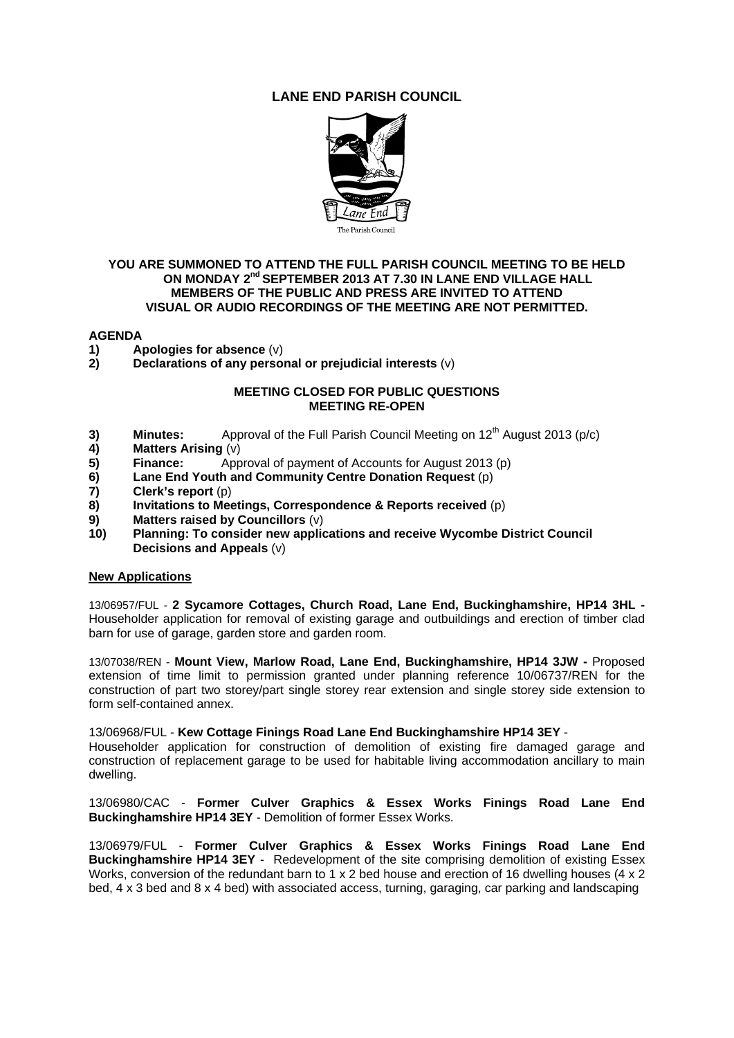# LANE END PARISH COUNCIL

**YOU ARE SUMMONED TO ATTEND THE FULL PARISH COUNCIL MEETING TO BE HELD ON MONDAY 2nd SEPTEMBER 2013 AT 7.30 IN LANE END VILLAGE HALL**
**MEMBERS OF THE PUBLIC AND PRESS ARE INVITED TO ATTEND**
**VISUAL OR AUDIO RECORDINGS OF THE MEETING ARE NOT PERMITTED.**

## AGENDA

1) **Apologies for absence** (v)
2) **Declarations of any personal or prejudicial interests** (v)

**MEETING CLOSED FOR PUBLIC QUESTIONS**
**MEETING RE-OPEN**

3) **Minutes:** Approval of the Full Parish Council Meeting on 12th August 2013 (p/c)
4) **Matters Arising** (v)
5) **Finance:** Approval of payment of Accounts for August 2013 (p)
6) **Lane End Youth and Community Centre Donation Request** (p)
7) **Clerk's report** (p)
8) **Invitations to Meetings, Correspondence & Reports received** (p)
9) **Matters raised by Councillors** (v)
10) **Planning: To consider new applications and receive Wycombe District Council Decisions and Appeals** (v)

**New Applications**

13/06957/FUL - **2 Sycamore Cottages, Church Road, Lane End, Buckinghamshire, HP14 3HL -** Householder application for removal of existing garage and outbuildings and erection of timber clad barn for use of garage, garden store and garden room.

13/07038/REN - **Mount View, Marlow Road, Lane End, Buckinghamshire, HP14 3JW -** Proposed extension of time limit to permission granted under planning reference 10/06737/REN for the construction of part two storey/part single storey rear extension and single storey side extension to form self-contained annex.

13/06968/FUL - **Kew Cottage Finings Road Lane End Buckinghamshire HP14 3EY** - Householder application for construction of demolition of existing fire damaged garage and construction of replacement garage to be used for habitable living accommodation ancillary to main dwelling.

13/06980/CAC - **Former Culver Graphics & Essex Works Finings Road Lane End Buckinghamshire HP14 3EY** - Demolition of former Essex Works.

13/06979/FUL - **Former Culver Graphics & Essex Works Finings Road Lane End Buckinghamshire HP14 3EY** - Redevelopment of the site comprising demolition of existing Essex Works, conversion of the redundant barn to 1 x 2 bed house and erection of 16 dwelling houses (4 x 2 bed, 4 x 3 bed and 8 x 4 bed) with associated access, turning, garaging, car parking and landscaping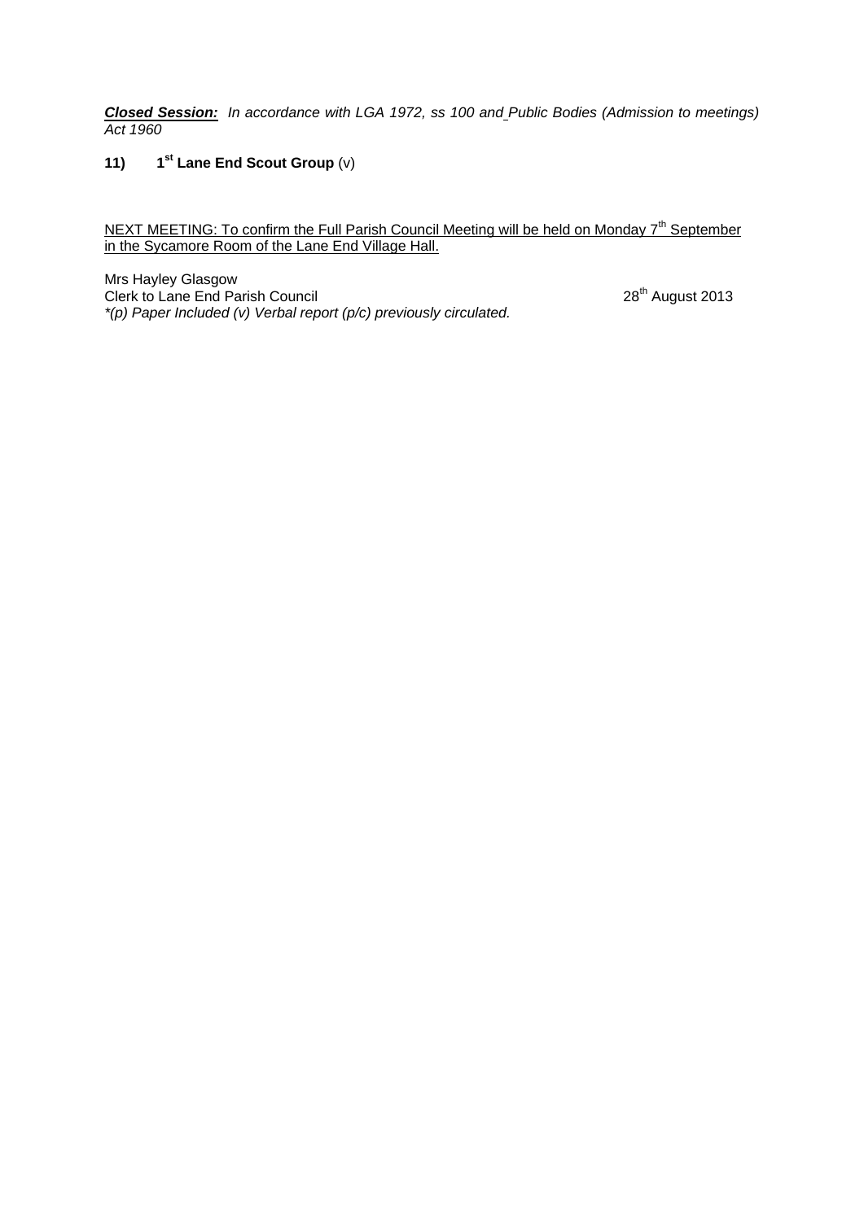***<u>Closed Session:</u>*** *In accordance with LGA 1972, ss 100 and Public Bodies (Admission to meetings) Act 1960*

**11) 1st Lane End Scout Group** (v)

<u>NEXT MEETING: To confirm the Full Parish Council Meeting will be held on Monday 7th September in the Sycamore Room of the Lane End Village Hall.</u>

Mrs Hayley Glasgow
Clerk to Lane End Parish Council 28th August 2013
*\*(p) Paper Included (v) Verbal report (p/c) previously circulated.*